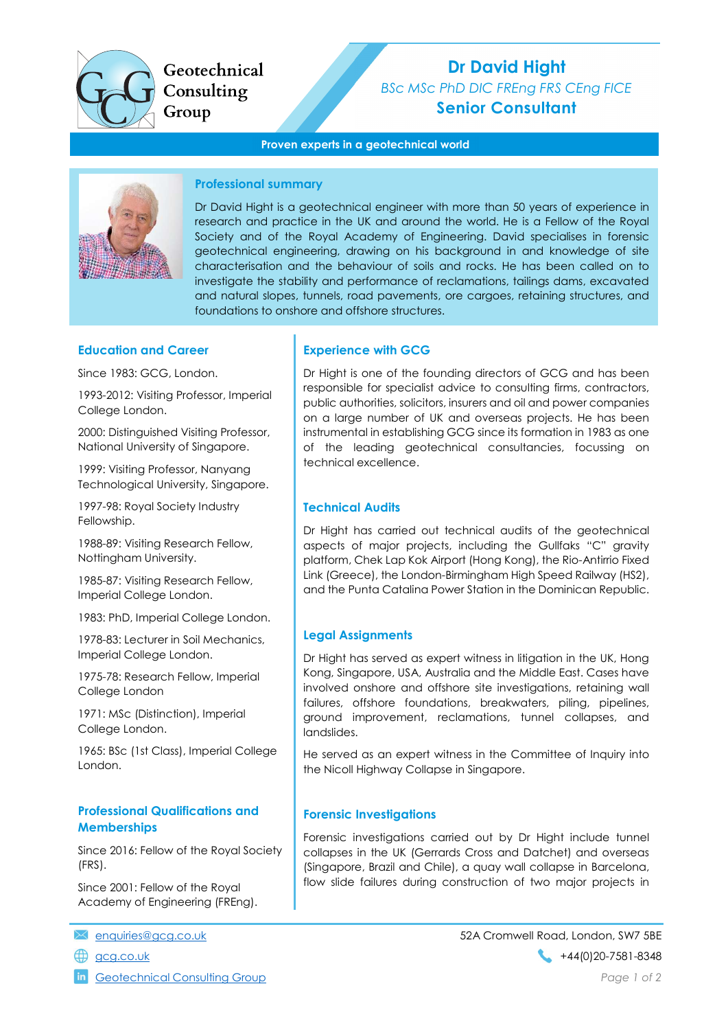Geotechnical Consulting Group

# Dr David Hight

*BSc MSc PhD DIC FREng FRS CEng FICE*

**Senior Consultant**

**Proven experts in a geotechnical world**

## Professional summary

Dr David Hight is a geotechnical engineer with more than 50 years of experience in research and practice in the UK and around the world. He is a Fellow of the Royal Society and of the Royal Academy of Engineering. David specialises in forensic geotechnical engineering, drawing on his background in and knowledge of site characterisation and the behaviour of soils and rocks. He has been called on to investigate the stability and performance of reclamations, tailings dams, excavated and natural slopes, tunnels, road pavements, ore cargoes, retaining structures, and foundations to onshore and offshore structures.

## Education and Career

Since 1983: GCG, London.

1993-2012: Visiting Professor, Imperial College London.

2000: Distinguished Visiting Professor, National University of Singapore.

1999: Visiting Professor, Nanyang Technological University, Singapore.

1997-98: Royal Society Industry Fellowship.

1988-89: Visiting Research Fellow, Nottingham University.

1985-87: Visiting Research Fellow, Imperial College London.

1983: PhD, Imperial College London.

1978-83: Lecturer in Soil Mechanics, Imperial College London.

1975-78: Research Fellow, Imperial College London

1971: MSc (Distinction), Imperial College London.

1965: BSc (1st Class), Imperial College London.

## Professional Qualifications and Memberships

Since 2016: Fellow of the Royal Society (FRS).

Since 2001: Fellow of the Royal Academy of Engineering (FREng).

## Experience with GCG

Dr Hight is one of the founding directors of GCG and has been responsible for specialist advice to consulting firms, contractors, public authorities, solicitors, insurers and oil and power companies on a large number of UK and overseas projects. He has been instrumental in establishing GCG since its formation in 1983 as one of the leading geotechnical consultancies, focussing on technical excellence.

## Technical Audits

Dr Hight has carried out technical audits of the geotechnical aspects of major projects, including the Gullfaks "C" gravity platform, Chek Lap Kok Airport (Hong Kong), the Rio-Antirrio Fixed Link (Greece), the London-Birmingham High Speed Railway (HS2), and the Punta Catalina Power Station in the Dominican Republic.

## Legal Assignments

Dr Hight has served as expert witness in litigation in the UK, Hong Kong, Singapore, USA, Australia and the Middle East. Cases have involved onshore and offshore site investigations, retaining wall failures, offshore foundations, breakwaters, piling, pipelines, ground improvement, reclamations, tunnel collapses, and landslides.

He served as an expert witness in the Committee of Inquiry into the Nicoll Highway Collapse in Singapore.

## Forensic Investigations

Forensic investigations carried out by Dr Hight include tunnel collapses in the UK (Gerrards Cross and Datchet) and overseas (Singapore, Brazil and Chile), a quay wall collapse in Barcelona, flow slide failures during construction of two major projects in

enquiries@gcg.co.uk

gcg.co.uk

Geotechnical Consulting Group

52A Cromwell Road, London, SW7 5BE

+44(0)20-7581-8348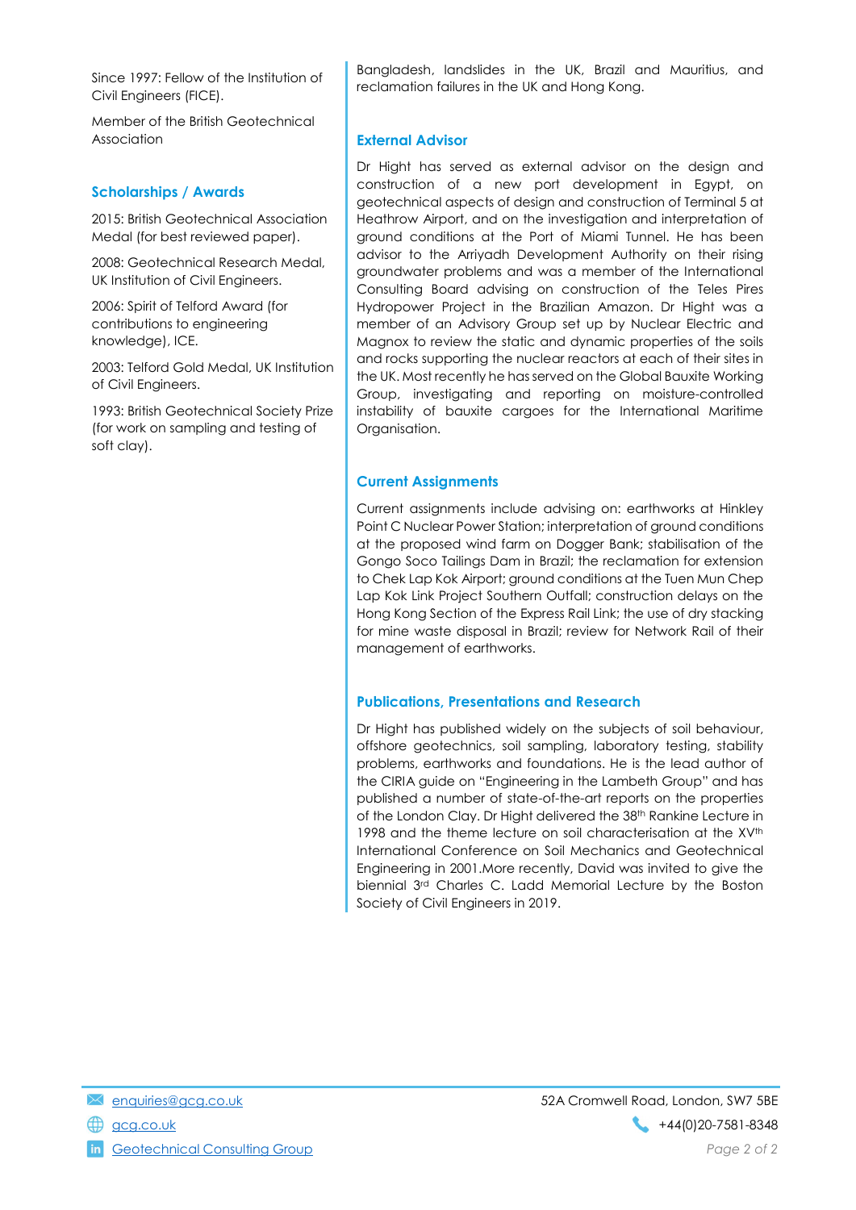Since 1997: Fellow of the Institution of Civil Engineers (FICE).

Member of the British Geotechnical Association

## Scholarships / Awards

2015: British Geotechnical Association Medal (for best reviewed paper).

2008: Geotechnical Research Medal, UK Institution of Civil Engineers.

2006: Spirit of Telford Award (for contributions to engineering knowledge), ICE.

2003: Telford Gold Medal, UK Institution of Civil Engineers.

1993: British Geotechnical Society Prize (for work on sampling and testing of soft clay).

Bangladesh, landslides in the UK, Brazil and Mauritius, and reclamation failures in the UK and Hong Kong.

## External Advisor

Dr Hight has served as external advisor on the design and construction of a new port development in Egypt, on geotechnical aspects of design and construction of Terminal 5 at Heathrow Airport, and on the investigation and interpretation of ground conditions at the Port of Miami Tunnel. He has been advisor to the Arriyadh Development Authority on their rising groundwater problems and was a member of the International Consulting Board advising on construction of the Teles Pires Hydropower Project in the Brazilian Amazon. Dr Hight was a member of an Advisory Group set up by Nuclear Electric and Magnox to review the static and dynamic properties of the soils and rocks supporting the nuclear reactors at each of their sites in the UK. Most recently he has served on the Global Bauxite Working Group, investigating and reporting on moisture-controlled instability of bauxite cargoes for the International Maritime Organisation.

## Current Assignments

Current assignments include advising on: earthworks at Hinkley Point C Nuclear Power Station; interpretation of ground conditions at the proposed wind farm on Dogger Bank; stabilisation of the Gongo Soco Tailings Dam in Brazil; the reclamation for extension to Chek Lap Kok Airport; ground conditions at the Tuen Mun Chep Lap Kok Link Project Southern Outfall; construction delays on the Hong Kong Section of the Express Rail Link; the use of dry stacking for mine waste disposal in Brazil; review for Network Rail of their management of earthworks.

## Publications, Presentations and Research

Dr Hight has published widely on the subjects of soil behaviour, offshore geotechnics, soil sampling, laboratory testing, stability problems, earthworks and foundations. He is the lead author of the CIRIA guide on "Engineering in the Lambeth Group" and has published a number of state-of-the-art reports on the properties of the London Clay. Dr Hight delivered the 38th Rankine Lecture in 1998 and the theme lecture on soil characterisation at the XVth International Conference on Soil Mechanics and Geotechnical Engineering in 2001.More recently, David was invited to give the biennial 3rd Charles C. Ladd Memorial Lecture by the Boston Society of Civil Engineers in 2019.

enquiries@gcg.co.uk

gcg.co.uk

Geotechnical Consulting Group

52A Cromwell Road, London, SW7 5BE

+44(0)20-7581-8348